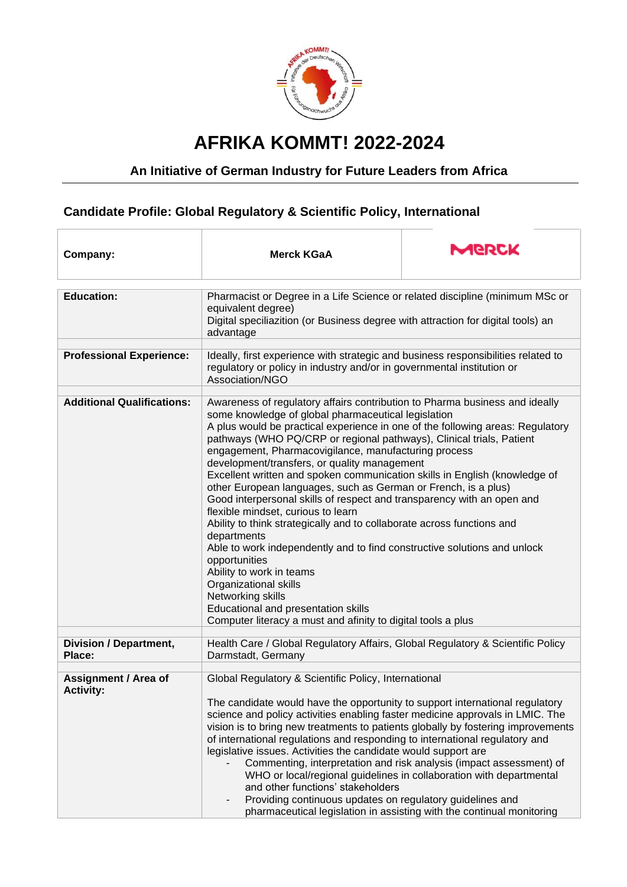# AFRIKA KOMMT! 2022-2024

## An Initiative of German Industry for Future Leaders from Africa

### Candidate Profile: Global Regulatory & Scientific Policy, International

| Company: | Merck KGaA | MERCK |
|---|---|---|

| | |
|---|---|
| **Education:** | Pharmacist or Degree in a Life Science or related discipline (minimum MSc or equivalent degree)<br>Digital speciliazition (or Business degree with attraction for digital tools) an advantage |
| **Professional Experience:** | Ideally, first experience with strategic and business responsibilities related to regulatory or policy in industry and/or in governmental institution or Association/NGO |
| **Additional Qualifications:** | Awareness of regulatory affairs contribution to Pharma business and ideally some knowledge of global pharmaceutical legislation<br>A plus would be practical experience in one of the following areas: Regulatory pathways (WHO PQ/CRP or regional pathways), Clinical trials, Patient engagement, Pharmacovigilance, manufacturing process development/transfers, or quality management<br>Excellent written and spoken communication skills in English (knowledge of other European languages, such as German or French, is a plus)<br>Good interpersonal skills of respect and transparency with an open and flexible mindset, curious to learn<br>Ability to think strategically and to collaborate across functions and departments<br>Able to work independently and to find constructive solutions and unlock opportunities<br>Ability to work in teams<br>Organizational skills<br>Networking skills<br>Educational and presentation skills<br>Computer literacy a must and afinity to digital tools a plus |
| **Division / Department, Place:** | Health Care / Global Regulatory Affairs, Global Regulatory & Scientific Policy<br>Darmstadt, Germany |
| **Assignment / Area of Activity:** | Global Regulatory & Scientific Policy, International<br><br>The candidate would have the opportunity to support international regulatory science and policy activities enabling faster medicine approvals in LMIC. The vision is to bring new treatments to patients globally by fostering improvements of international regulations and responding to international regulatory and legislative issues. Activities the candidate would support are<br>- Commenting, interpretation and risk analysis (impact assessment) of WHO or local/regional guidelines in collaboration with departmental and other functions' stakeholders<br>- Providing continuous updates on regulatory guidelines and pharmaceutical legislation in assisting with the continual monitoring |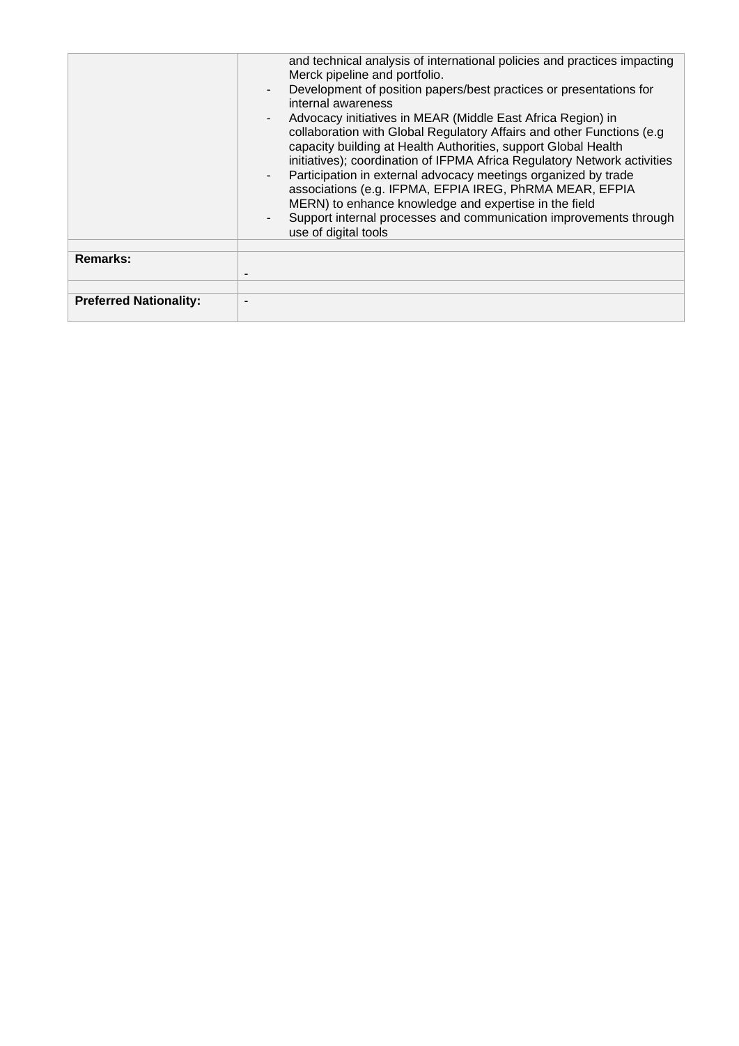| | |
|---|---|
| | and technical analysis of international policies and practices impacting Merck pipeline and portfolio.<br>- Development of position papers/best practices or presentations for internal awareness<br>- Advocacy initiatives in MEAR (Middle East Africa Region) in collaboration with Global Regulatory Affairs and other Functions (e.g capacity building at Health Authorities, support Global Health initiatives); coordination of IFPMA Africa Regulatory Network activities<br>- Participation in external advocacy meetings organized by trade associations (e.g. IFPMA, EFPIA IREG, PhRMA MEAR, EFPIA MERN) to enhance knowledge and expertise in the field<br>- Support internal processes and communication improvements through use of digital tools |
| | |
| **Remarks:** | - |
| | |
| **Preferred Nationality:** | - |